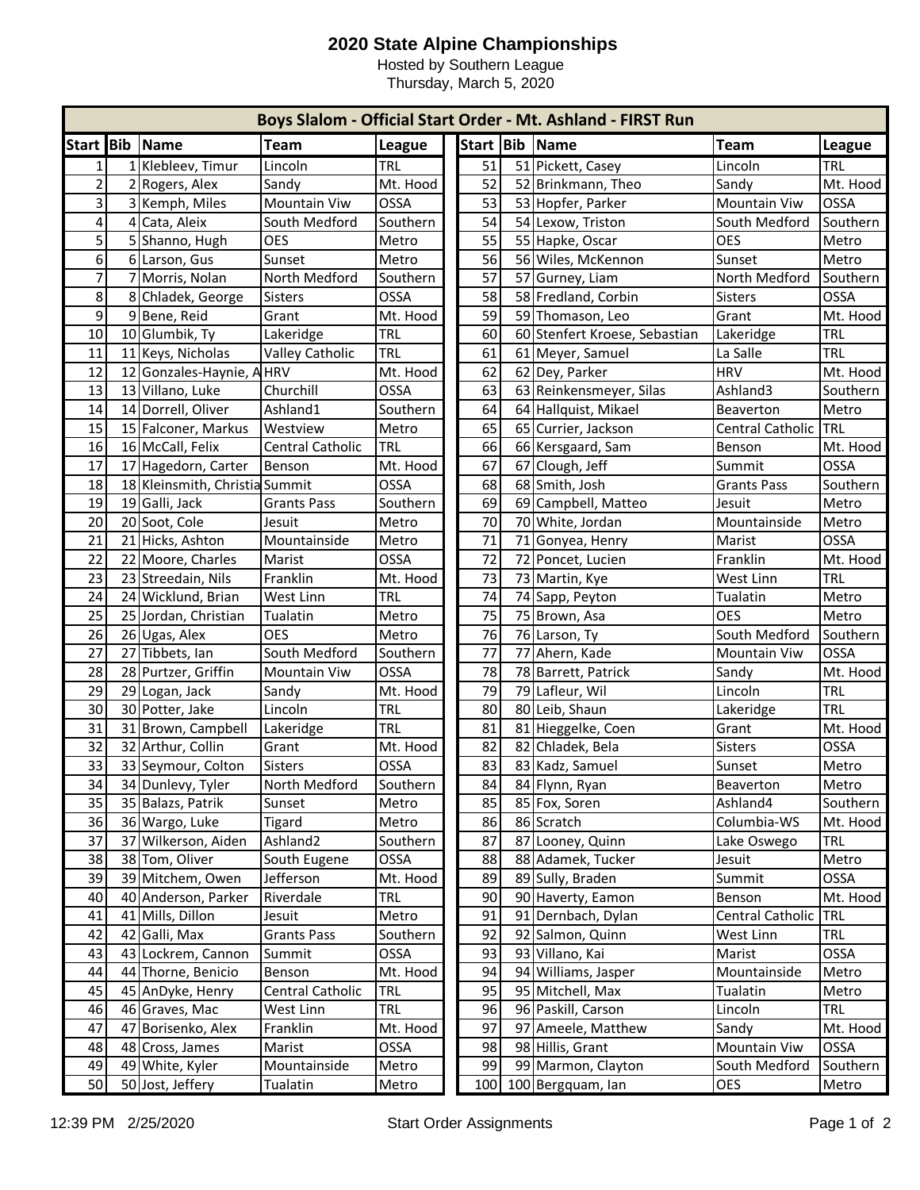# 2020 State Alpine Championships

Hosted by Southern League
Thursday, March 5, 2020

**Boys Slalom - Official Start Order - Mt. Ashland - FIRST Run**

| Start | Bib | Name | Team | League | Start | Bib | Name | Team | League |
|---|---|---|---|---|---|---|---|---|---|
| 1 | 1 | Klebleev, Timur | Lincoln | TRL | 51 | 51 | Pickett, Casey | Lincoln | TRL |
| 2 | 2 | Rogers, Alex | Sandy | Mt. Hood | 52 | 52 | Brinkmann, Theo | Sandy | Mt. Hood |
| 3 | 3 | Kemph, Miles | Mountain Viw | OSSA | 53 | 53 | Hopfer, Parker | Mountain Viw | OSSA |
| 4 | 4 | Cata, Aleix | South Medford | Southern | 54 | 54 | Lexow, Triston | South Medford | Southern |
| 5 | 5 | Shanno, Hugh | OES | Metro | 55 | 55 | Hapke, Oscar | OES | Metro |
| 6 | 6 | Larson, Gus | Sunset | Metro | 56 | 56 | Wiles, McKennon | Sunset | Metro |
| 7 | 7 | Morris, Nolan | North Medford | Southern | 57 | 57 | Gurney, Liam | North Medford | Southern |
| 8 | 8 | Chladek, George | Sisters | OSSA | 58 | 58 | Fredland, Corbin | Sisters | OSSA |
| 9 | 9 | Bene, Reid | Grant | Mt. Hood | 59 | 59 | Thomason, Leo | Grant | Mt. Hood |
| 10 | 10 | Glumbik, Ty | Lakeridge | TRL | 60 | 60 | Stenfert Kroese, Sebastian | Lakeridge | TRL |
| 11 | 11 | Keys, Nicholas | Valley Catholic | TRL | 61 | 61 | Meyer, Samuel | La Salle | TRL |
| 12 | 12 | Gonzales-Haynie, A | HRV | Mt. Hood | 62 | 62 | Dey, Parker | HRV | Mt. Hood |
| 13 | 13 | Villano, Luke | Churchill | OSSA | 63 | 63 | Reinkensmeyer, Silas | Ashland3 | Southern |
| 14 | 14 | Dorrell, Oliver | Ashland1 | Southern | 64 | 64 | Hallquist, Mikael | Beaverton | Metro |
| 15 | 15 | Falconer, Markus | Westview | Metro | 65 | 65 | Currier, Jackson | Central Catholic | TRL |
| 16 | 16 | McCall, Felix | Central Catholic | TRL | 66 | 66 | Kersgaard, Sam | Benson | Mt. Hood |
| 17 | 17 | Hagedorn, Carter | Benson | Mt. Hood | 67 | 67 | Clough, Jeff | Summit | OSSA |
| 18 | 18 | Kleinsmith, Christia | Summit | OSSA | 68 | 68 | Smith, Josh | Grants Pass | Southern |
| 19 | 19 | Galli, Jack | Grants Pass | Southern | 69 | 69 | Campbell, Matteo | Jesuit | Metro |
| 20 | 20 | Soot, Cole | Jesuit | Metro | 70 | 70 | White, Jordan | Mountainside | Metro |
| 21 | 21 | Hicks, Ashton | Mountainside | Metro | 71 | 71 | Gonyea, Henry | Marist | OSSA |
| 22 | 22 | Moore, Charles | Marist | OSSA | 72 | 72 | Poncet, Lucien | Franklin | Mt. Hood |
| 23 | 23 | Streedain, Nils | Franklin | Mt. Hood | 73 | 73 | Martin, Kye | West Linn | TRL |
| 24 | 24 | Wicklund, Brian | West Linn | TRL | 74 | 74 | Sapp, Peyton | Tualatin | Metro |
| 25 | 25 | Jordan, Christian | Tualatin | Metro | 75 | 75 | Brown, Asa | OES | Metro |
| 26 | 26 | Ugas, Alex | OES | Metro | 76 | 76 | Larson, Ty | South Medford | Southern |
| 27 | 27 | Tibbets, Ian | South Medford | Southern | 77 | 77 | Ahern, Kade | Mountain Viw | OSSA |
| 28 | 28 | Purtzer, Griffin | Mountain Viw | OSSA | 78 | 78 | Barrett, Patrick | Sandy | Mt. Hood |
| 29 | 29 | Logan, Jack | Sandy | Mt. Hood | 79 | 79 | Lafleur, Wil | Lincoln | TRL |
| 30 | 30 | Potter, Jake | Lincoln | TRL | 80 | 80 | Leib, Shaun | Lakeridge | TRL |
| 31 | 31 | Brown, Campbell | Lakeridge | TRL | 81 | 81 | Hieggelke, Coen | Grant | Mt. Hood |
| 32 | 32 | Arthur, Collin | Grant | Mt. Hood | 82 | 82 | Chladek, Bela | Sisters | OSSA |
| 33 | 33 | Seymour, Colton | Sisters | OSSA | 83 | 83 | Kadz, Samuel | Sunset | Metro |
| 34 | 34 | Dunlevy, Tyler | North Medford | Southern | 84 | 84 | Flynn, Ryan | Beaverton | Metro |
| 35 | 35 | Balazs, Patrik | Sunset | Metro | 85 | 85 | Fox, Soren | Ashland4 | Southern |
| 36 | 36 | Wargo, Luke | Tigard | Metro | 86 | 86 | Scratch | Columbia-WS | Mt. Hood |
| 37 | 37 | Wilkerson, Aiden | Ashland2 | Southern | 87 | 87 | Looney, Quinn | Lake Oswego | TRL |
| 38 | 38 | Tom, Oliver | South Eugene | OSSA | 88 | 88 | Adamek, Tucker | Jesuit | Metro |
| 39 | 39 | Mitchem, Owen | Jefferson | Mt. Hood | 89 | 89 | Sully, Braden | Summit | OSSA |
| 40 | 40 | Anderson, Parker | Riverdale | TRL | 90 | 90 | Haverty, Eamon | Benson | Mt. Hood |
| 41 | 41 | Mills, Dillon | Jesuit | Metro | 91 | 91 | Dernbach, Dylan | Central Catholic | TRL |
| 42 | 42 | Galli, Max | Grants Pass | Southern | 92 | 92 | Salmon, Quinn | West Linn | TRL |
| 43 | 43 | Lockrem, Cannon | Summit | OSSA | 93 | 93 | Villano, Kai | Marist | OSSA |
| 44 | 44 | Thorne, Benicio | Benson | Mt. Hood | 94 | 94 | Williams, Jasper | Mountainside | Metro |
| 45 | 45 | AnDyke, Henry | Central Catholic | TRL | 95 | 95 | Mitchell, Max | Tualatin | Metro |
| 46 | 46 | Graves, Mac | West Linn | TRL | 96 | 96 | Paskill, Carson | Lincoln | TRL |
| 47 | 47 | Borisenko, Alex | Franklin | Mt. Hood | 97 | 97 | Ameele, Matthew | Sandy | Mt. Hood |
| 48 | 48 | Cross, James | Marist | OSSA | 98 | 98 | Hillis, Grant | Mountain Viw | OSSA |
| 49 | 49 | White, Kyler | Mountainside | Metro | 99 | 99 | Marmon, Clayton | South Medford | Southern |
| 50 | 50 | Jost, Jeffery | Tualatin | Metro | 100 | 100 | Bergquam, Ian | OES | Metro |

12:39 PM 2/25/2020 — Start Order Assignments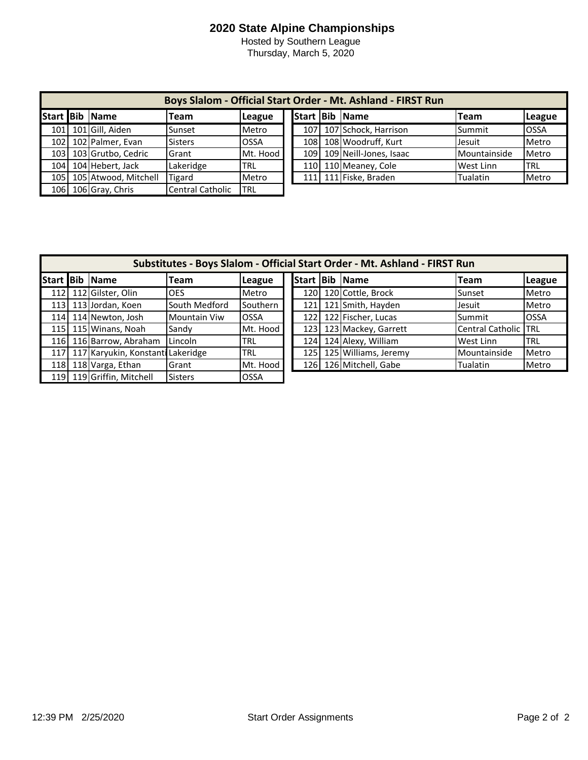**2020 State Alpine Championships**

Hosted by Southern League

Thursday, March 5, 2020

## Boys Slalom - Official Start Order - Mt. Ashland - FIRST Run

| Start | Bib | Name | Team | League |
|---|---|---|---|---|
| 101 | 101 | Gill, Aiden | Sunset | Metro |
| 102 | 102 | Palmer, Evan | Sisters | OSSA |
| 103 | 103 | Grutbo, Cedric | Grant | Mt. Hood |
| 104 | 104 | Hebert, Jack | Lakeridge | TRL |
| 105 | 105 | Atwood, Mitchell | Tigard | Metro |
| 106 | 106 | Gray, Chris | Central Catholic | TRL |
| 107 | 107 | Schock, Harrison | Summit | OSSA |
| 108 | 108 | Woodruff, Kurt | Jesuit | Metro |
| 109 | 109 | Neill-Jones, Isaac | Mountainside | Metro |
| 110 | 110 | Meaney, Cole | West Linn | TRL |
| 111 | 111 | Fiske, Braden | Tualatin | Metro |

## Substitutes - Boys Slalom - Official Start Order - Mt. Ashland - FIRST Run

| Start | Bib | Name | Team | League |
|---|---|---|---|---|
| 112 | 112 | Gilster, Olin | OES | Metro |
| 113 | 113 | Jordan, Koen | South Medford | Southern |
| 114 | 114 | Newton, Josh | Mountain Viw | OSSA |
| 115 | 115 | Winans, Noah | Sandy | Mt. Hood |
| 116 | 116 | Barrow, Abraham | Lincoln | TRL |
| 117 | 117 | Karyukin, Konstanti | Lakeridge | TRL |
| 118 | 118 | Varga, Ethan | Grant | Mt. Hood |
| 119 | 119 | Griffin, Mitchell | Sisters | OSSA |
| 120 | 120 | Cottle, Brock | Sunset | Metro |
| 121 | 121 | Smith, Hayden | Jesuit | Metro |
| 122 | 122 | Fischer, Lucas | Summit | OSSA |
| 123 | 123 | Mackey, Garrett | Central Catholic | TRL |
| 124 | 124 | Alexy, William | West Linn | TRL |
| 125 | 125 | Williams, Jeremy | Mountainside | Metro |
| 126 | 126 | Mitchell, Gabe | Tualatin | Metro |

12:39 PM 2/25/2020 Start Order Assignments